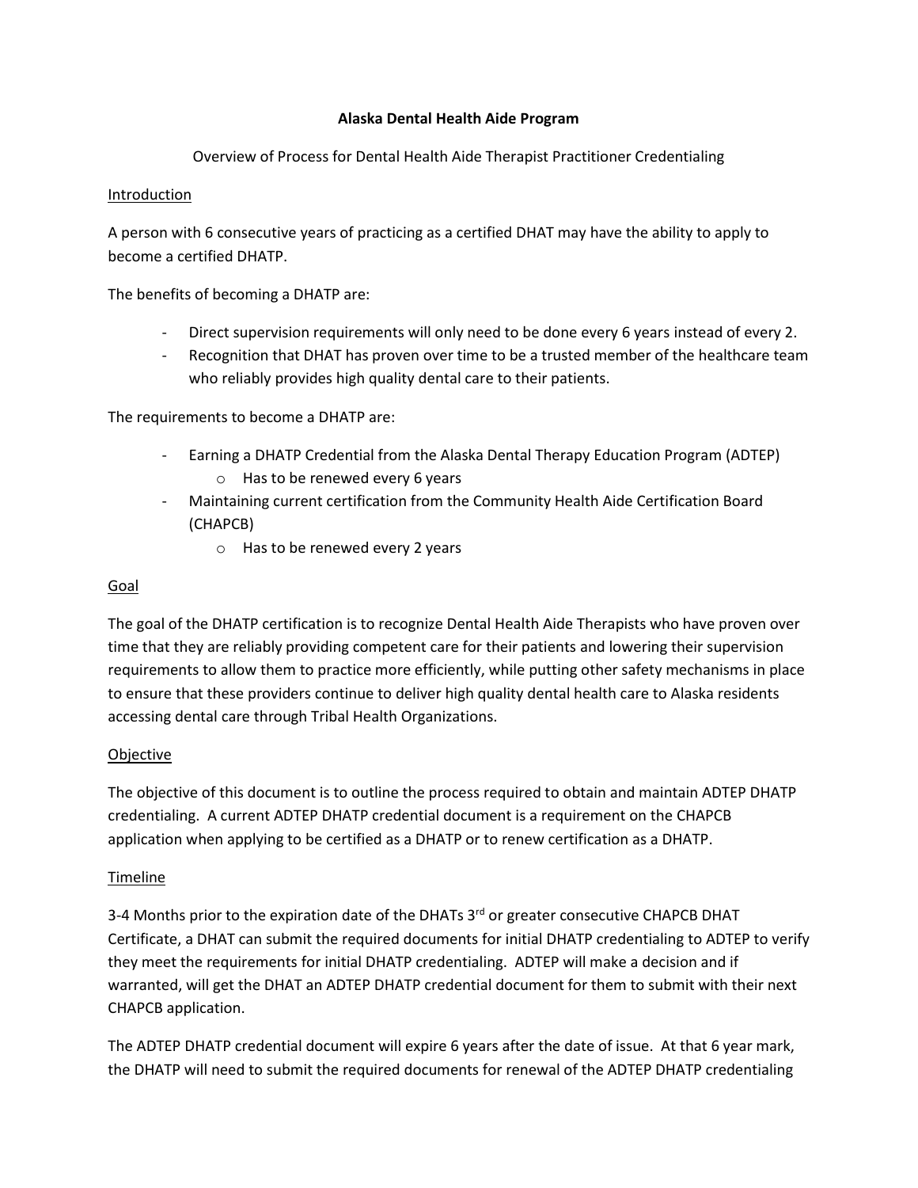# Alaska Dental Health Aide Program

Overview of Process for Dental Health Aide Therapist Practitioner Credentialing

## Introduction

A person with 6 consecutive years of practicing as a certified DHAT may have the ability to apply to become a certified DHATP.

The benefits of becoming a DHATP are:

- Direct supervision requirements will only need to be done every 6 years instead of every 2.
- Recognition that DHAT has proven over time to be a trusted member of the healthcare team who reliably provides high quality dental care to their patients.

The requirements to become a DHATP are:

- Earning a DHATP Credential from the Alaska Dental Therapy Education Program (ADTEP)
  - Has to be renewed every 6 years
- Maintaining current certification from the Community Health Aide Certification Board (CHAPCB)
  - Has to be renewed every 2 years

## Goal

The goal of the DHATP certification is to recognize Dental Health Aide Therapists who have proven over time that they are reliably providing competent care for their patients and lowering their supervision requirements to allow them to practice more efficiently, while putting other safety mechanisms in place to ensure that these providers continue to deliver high quality dental health care to Alaska residents accessing dental care through Tribal Health Organizations.

## Objective

The objective of this document is to outline the process required to obtain and maintain ADTEP DHATP credentialing. A current ADTEP DHATP credential document is a requirement on the CHAPCB application when applying to be certified as a DHATP or to renew certification as a DHATP.

## Timeline

3-4 Months prior to the expiration date of the DHATs 3rd or greater consecutive CHAPCB DHAT Certificate, a DHAT can submit the required documents for initial DHATP credentialing to ADTEP to verify they meet the requirements for initial DHATP credentialing. ADTEP will make a decision and if warranted, will get the DHAT an ADTEP DHATP credential document for them to submit with their next CHAPCB application.

The ADTEP DHATP credential document will expire 6 years after the date of issue. At that 6 year mark, the DHATP will need to submit the required documents for renewal of the ADTEP DHATP credentialing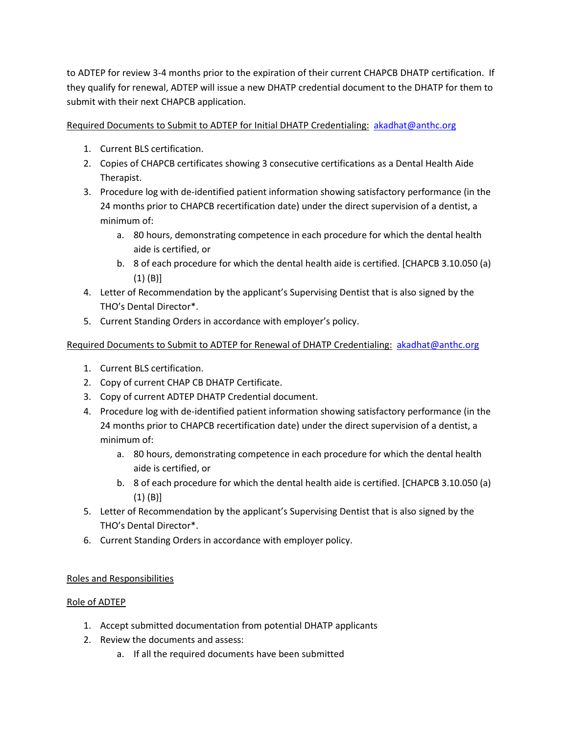to ADTEP for review 3-4 months prior to the expiration of their current CHAPCB DHATP certification. If they qualify for renewal, ADTEP will issue a new DHATP credential document to the DHATP for them to submit with their next CHAPCB application.

Required Documents to Submit to ADTEP for Initial DHATP Credentialing: akadhat@anthc.org

1. Current BLS certification.
2. Copies of CHAPCB certificates showing 3 consecutive certifications as a Dental Health Aide Therapist.
3. Procedure log with de-identified patient information showing satisfactory performance (in the 24 months prior to CHAPCB recertification date) under the direct supervision of a dentist, a minimum of:
   a. 80 hours, demonstrating competence in each procedure for which the dental health aide is certified, or
   b. 8 of each procedure for which the dental health aide is certified. [CHAPCB 3.10.050 (a) (1) (B)]
4. Letter of Recommendation by the applicant's Supervising Dentist that is also signed by the THO's Dental Director*.
5. Current Standing Orders in accordance with employer's policy.

Required Documents to Submit to ADTEP for Renewal of DHATP Credentialing: akadhat@anthc.org

1. Current BLS certification.
2. Copy of current CHAP CB DHATP Certificate.
3. Copy of current ADTEP DHATP Credential document.
4. Procedure log with de-identified patient information showing satisfactory performance (in the 24 months prior to CHAPCB recertification date) under the direct supervision of a dentist, a minimum of:
   a. 80 hours, demonstrating competence in each procedure for which the dental health aide is certified, or
   b. 8 of each procedure for which the dental health aide is certified. [CHAPCB 3.10.050 (a) (1) (B)]
5. Letter of Recommendation by the applicant's Supervising Dentist that is also signed by the THO's Dental Director*.
6. Current Standing Orders in accordance with employer policy.

Roles and Responsibilities

Role of ADTEP

1. Accept submitted documentation from potential DHATP applicants
2. Review the documents and assess:
   a. If all the required documents have been submitted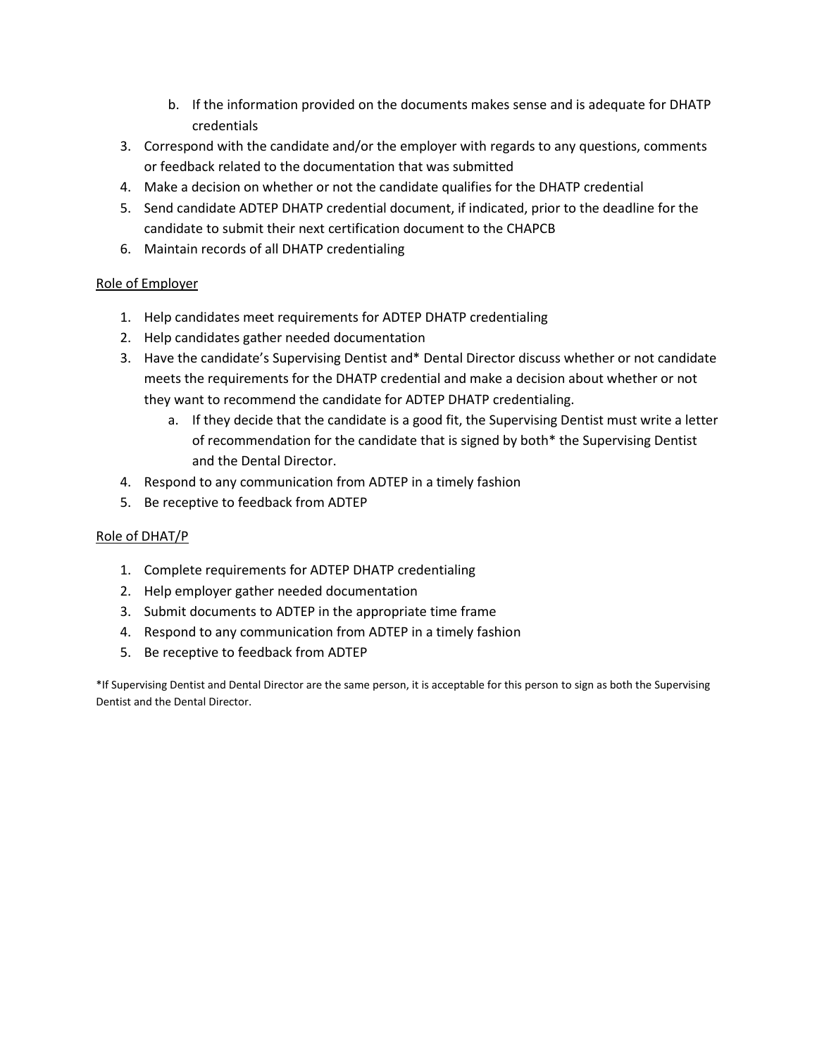b. If the information provided on the documents makes sense and is adequate for DHATP credentials

3. Correspond with the candidate and/or the employer with regards to any questions, comments or feedback related to the documentation that was submitted
4. Make a decision on whether or not the candidate qualifies for the DHATP credential
5. Send candidate ADTEP DHATP credential document, if indicated, prior to the deadline for the candidate to submit their next certification document to the CHAPCB
6. Maintain records of all DHATP credentialing

<u>Role of Employer</u>

1. Help candidates meet requirements for ADTEP DHATP credentialing
2. Help candidates gather needed documentation
3. Have the candidate's Supervising Dentist and* Dental Director discuss whether or not candidate meets the requirements for the DHATP credential and make a decision about whether or not they want to recommend the candidate for ADTEP DHATP credentialing.
   a. If they decide that the candidate is a good fit, the Supervising Dentist must write a letter of recommendation for the candidate that is signed by both* the Supervising Dentist and the Dental Director.
4. Respond to any communication from ADTEP in a timely fashion
5. Be receptive to feedback from ADTEP

<u>Role of DHAT/P</u>

1. Complete requirements for ADTEP DHATP credentialing
2. Help employer gather needed documentation
3. Submit documents to ADTEP in the appropriate time frame
4. Respond to any communication from ADTEP in a timely fashion
5. Be receptive to feedback from ADTEP

*If Supervising Dentist and Dental Director are the same person, it is acceptable for this person to sign as both the Supervising Dentist and the Dental Director.